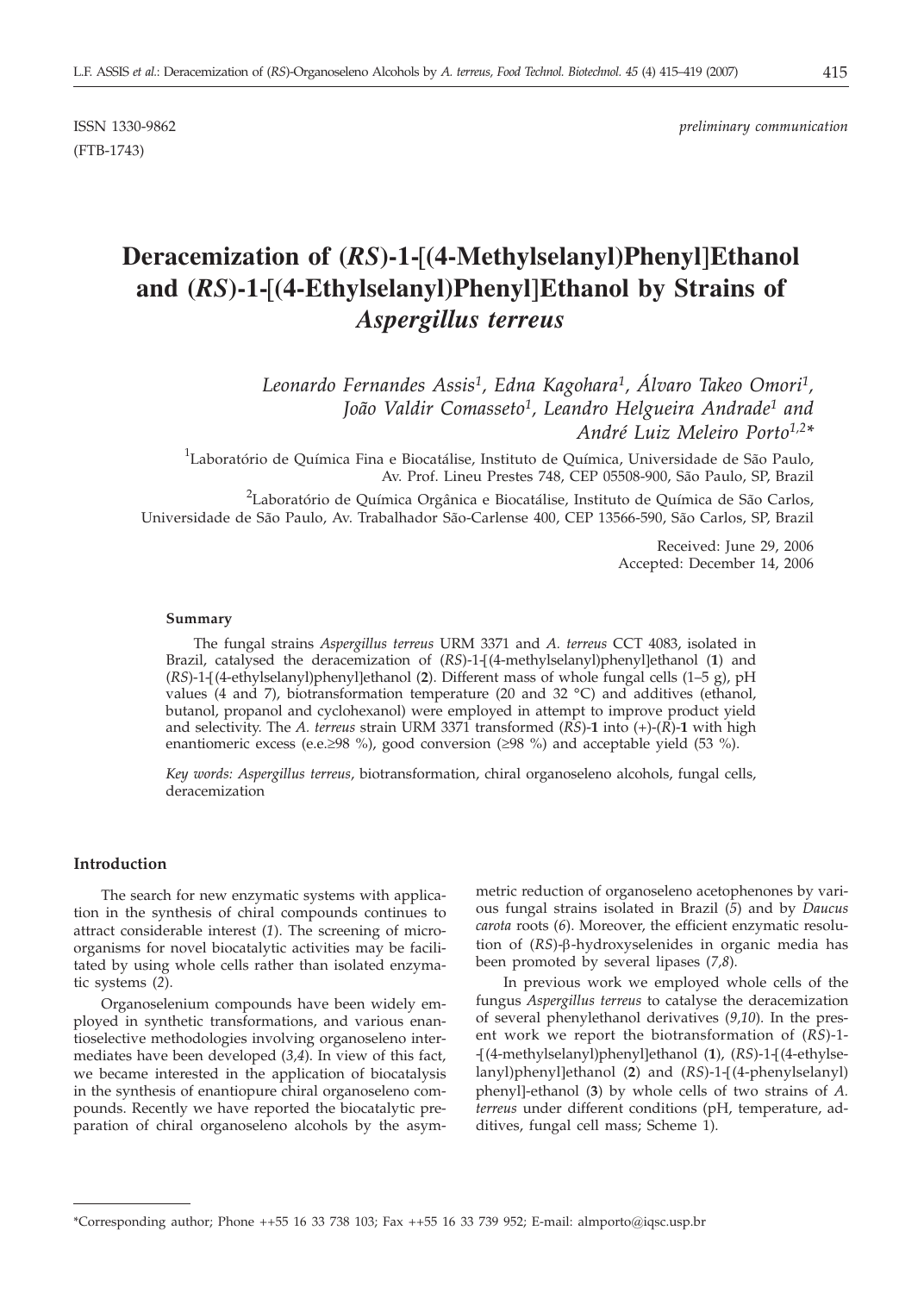ISSN 1330-9862 *preliminary communication*

(FTB-1743)

# Deracemization of (*RS*)-1-[(4-Methylselanyl)Phenyl]Ethanol and (*RS*)-1-[(4-Ethylselanyl)Phenyl]Ethanol by Strains of *Aspergillus terreus*

*Leonardo Fernandes Assis[1], Edna Kagohara[1], Álvaro Takeo Omori[1], João Valdir Comasseto[1], Leandro Helgueira Andrade[1] and André Luiz Meleiro Porto[1,2]\**

[1]Laboratório de Química Fina e Biocatálise, Instituto de Química, Universidade de São Paulo, Av. Prof. Lineu Prestes 748, CEP 05508-900, São Paulo, SP, Brazil

[2]Laboratório de Química Orgânica e Biocatálise, Instituto de Química de São Carlos, Universidade de São Paulo, Av. Trabalhador São-Carlense 400, CEP 13566-590, São Carlos, SP, Brazil

Received: June 29, 2006
Accepted: December 14, 2006

#### Summary

The fungal strains *Aspergillus terreus* URM 3371 and *A. terreus* CCT 4083, isolated in Brazil, catalysed the deracemization of (*RS*)-1-[(4-methylselanyl)phenyl]ethanol (**1**) and (*RS*)-1-[(4-ethylselanyl)phenyl]ethanol (**2**). Different mass of whole fungal cells (1–5 g), pH values (4 and 7), biotransformation temperature (20 and 32 °C) and additives (ethanol, butanol, propanol and cyclohexanol) were employed in attempt to improve product yield and selectivity. The *A. terreus* strain URM 3371 transformed (*RS*)-**1** into (+)-(*R*)-**1** with high enantiomeric excess (e.e.≥98 %), good conversion (≥98 %) and acceptable yield (53 %).

*Key words: Aspergillus terreus*, biotransformation, chiral organoseleno alcohols, fungal cells, deracemization

#### Introduction

The search for new enzymatic systems with application in the synthesis of chiral compounds continues to attract considerable interest (*1*). The screening of microorganisms for novel biocatalytic activities may be facilitated by using whole cells rather than isolated enzymatic systems (*2*).

Organoselenium compounds have been widely employed in synthetic transformations, and various enantioselective methodologies involving organoseleno intermediates have been developed (*3,4*). In view of this fact, we became interested in the application of biocatalysis in the synthesis of enantiopure chiral organoseleno compounds. Recently we have reported the biocatalytic preparation of chiral organoseleno alcohols by the asymmetric reduction of organoseleno acetophenones by various fungal strains isolated in Brazil (*5*) and by *Daucus carota* roots (*6*). Moreover, the efficient enzymatic resolution of (*RS*)-β-hydroxyselenides in organic media has been promoted by several lipases (*7,8*).

In previous work we employed whole cells of the fungus *Aspergillus terreus* to catalyse the deracemization of several phenylethanol derivatives (*9,10*). In the present work we report the biotransformation of (*RS*)-1-[(4-methylselanyl)phenyl]ethanol (**1**), (*RS*)-1-[(4-ethylselanyl)phenyl]-ethanol (**2**) and (*RS*)-1-[(4-phenylselanyl) phenyl]-ethanol (**3**) by whole cells of two strains of *A. terreus* under different conditions (pH, temperature, additives, fungal cell mass; Scheme 1).

---

\*Corresponding author; Phone ++55 16 33 738 103; Fax ++55 16 33 739 952; E-mail: almporto@iqsc.usp.br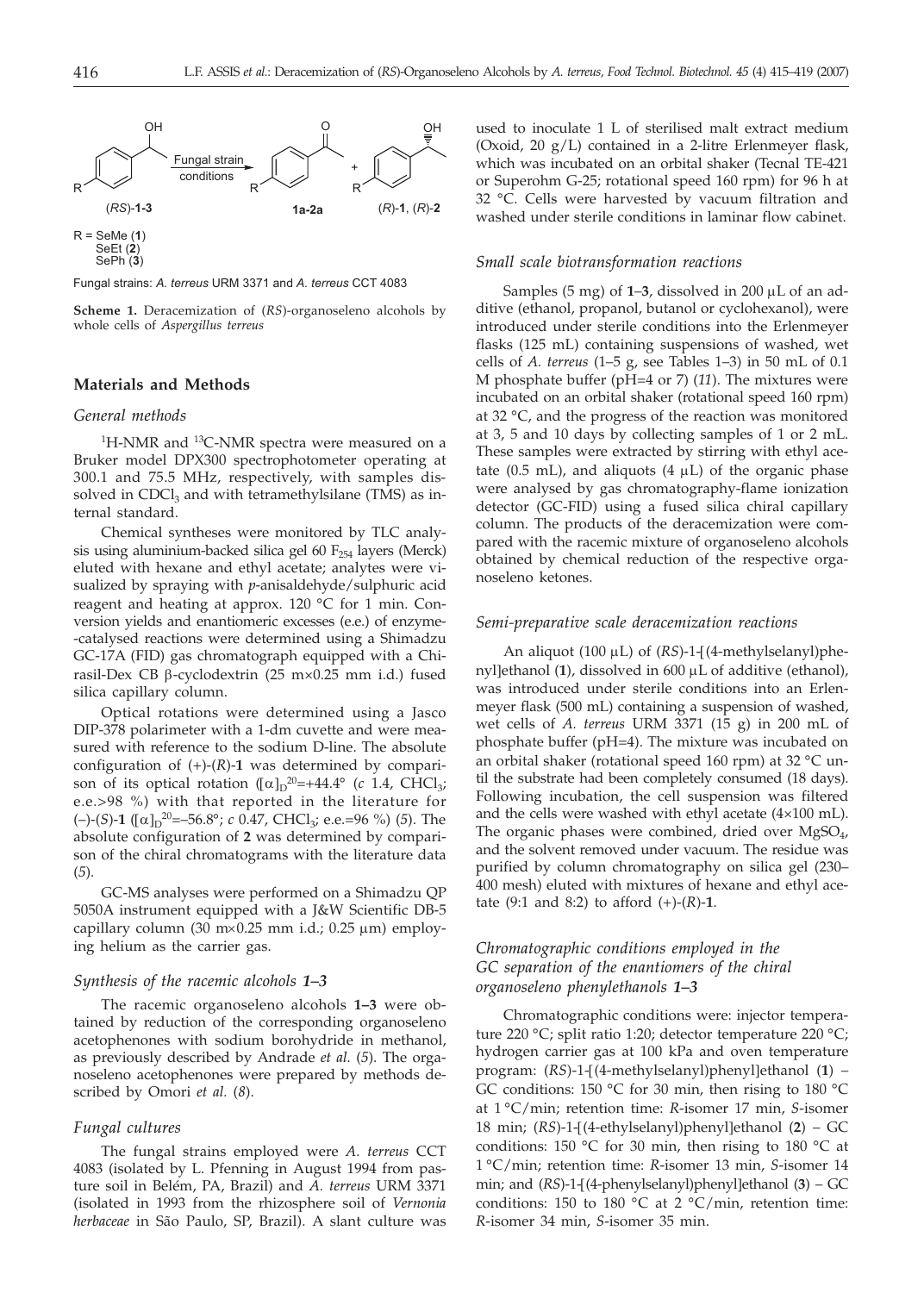Scheme 1. Deracemization of (*RS*)-organoseleno alcohols by whole cells of *Aspergillus terreus*

## Materials and Methods

### General methods

$^{1}$H-NMR and $^{13}$C-NMR spectra were measured on a Bruker model DPX300 spectrophotometer operating at 300.1 and 75.5 MHz, respectively, with samples dissolved in $CDCl_3$ and with tetramethylsilane (TMS) as internal standard.

Chemical syntheses were monitored by TLC analysis using aluminium-backed silica gel 60 $F_{254}$ layers (Merck) eluted with hexane and ethyl acetate; analytes were visualized by spraying with *p*-anisaldehyde/sulphuric acid reagent and heating at approx. 120 °C for 1 min. Conversion yields and enantiomeric excesses (e.e.) of enzyme-catalysed reactions were determined using a Shimadzu GC-17A (FID) gas chromatograph equipped with a Chirasil-Dex CB β-cyclodextrin (25 m×0.25 mm i.d.) fused silica capillary column.

Optical rotations were determined using a Jasco DIP-378 polarimeter with a 1-dm cuvette and were measured with reference to the sodium D-line. The absolute configuration of (+)-(*R*)-**1** was determined by comparison of its optical rotation ($[\alpha]_D^{20}$=+44.4° (*c* 1.4, $CHCl_3$; e.e.>98 %) with that reported in the literature for (–)-(*S*)-**1** ($[\alpha]_D^{20}$=–56.8°; *c* 0.47, $CHCl_3$; e.e.=96 %) (*5*). The absolute configuration of **2** was determined by comparison of the chiral chromatograms with the literature data (*5*).

GC-MS analyses were performed on a Shimadzu QP 5050A instrument equipped with a J&W Scientific DB-5 capillary column (30 m×0.25 mm i.d.; 0.25 µm) employing helium as the carrier gas.

### Synthesis of the racemic alcohols 1–3

The racemic organoseleno alcohols **1–3** were obtained by reduction of the corresponding organoseleno acetophenones with sodium borohydride in methanol, as previously described by Andrade *et al.* (*5*). The organoseleno acetophenones were prepared by methods described by Omori *et al.* (*8*).

### Fungal cultures

The fungal strains employed were *A. terreus* CCT 4083 (isolated by L. Pfenning in August 1994 from pasture soil in Belém, PA, Brazil) and *A. terreus* URM 3371 (isolated in 1993 from the rhizosphere soil of *Vernonia herbaceae* in São Paulo, SP, Brazil). A slant culture was used to inoculate 1 L of sterilised malt extract medium (Oxoid, 20 g/L) contained in a 2-litre Erlenmeyer flask, which was incubated on an orbital shaker (Tecnal TE-421 or Superohm G-25; rotational speed 160 rpm) for 96 h at 32 °C. Cells were harvested by vacuum filtration and washed under sterile conditions in laminar flow cabinet.

### Small scale biotransformation reactions

Samples (5 mg) of **1–3**, dissolved in 200 µL of an additive (ethanol, propanol, butanol or cyclohexanol), were introduced under sterile conditions into the Erlenmeyer flasks (125 mL) containing suspensions of washed, wet cells of *A. terreus* (1–5 g, see Tables 1–3) in 50 mL of 0.1 M phosphate buffer (pH=4 or 7) (*11*). The mixtures were incubated on an orbital shaker (rotational speed 160 rpm) at 32 °C, and the progress of the reaction was monitored at 3, 5 and 10 days by collecting samples of 1 or 2 mL. These samples were extracted by stirring with ethyl acetate (0.5 mL), and aliquots (4 µL) of the organic phase were analysed by gas chromatography-flame ionization detector (GC-FID) using a fused silica chiral capillary column. The products of the deracemization were compared with the racemic mixture of organoseleno alcohols obtained by chemical reduction of the respective organoseleno ketones.

### Semi-preparative scale deracemization reactions

An aliquot (100 µL) of (*RS*)-1-[(4-methylselanyl)phenyl]ethanol (**1**), dissolved in 600 µL of additive (ethanol), was introduced under sterile conditions into an Erlenmeyer flask (500 mL) containing a suspension of washed, wet cells of *A. terreus* URM 3371 (15 g) in 200 mL of phosphate buffer (pH=4). The mixture was incubated on an orbital shaker (rotational speed 160 rpm) at 32 °C until the substrate had been completely consumed (18 days). Following incubation, the cell suspension was filtered and the cells were washed with ethyl acetate (4×100 mL). The organic phases were combined, dried over $MgSO_4$, and the solvent removed under vacuum. The residue was purified by column chromatography on silica gel (230–400 mesh) eluted with mixtures of hexane and ethyl acetate (9:1 and 8:2) to afford (+)-(*R*)-**1**.

### Chromatographic conditions employed in the GC separation of the enantiomers of the chiral organoseleno phenylethanols 1–3

Chromatographic conditions were: injector temperature 220 °C; split ratio 1:20; detector temperature 220 °C; hydrogen carrier gas at 100 kPa and oven temperature program: (*RS*)-1-[(4-methylselanyl)phenyl]ethanol (**1**) – GC conditions: 150 °C for 30 min, then rising to 180 °C at 1 °C/min; retention time: *R*-isomer 17 min, *S*-isomer 18 min; (*RS*)-1-[(4-ethylselanyl)phenyl]ethanol (**2**) – GC conditions: 150 °C for 30 min, then rising to 180 °C at 1 °C/min; retention time: *R*-isomer 13 min, *S*-isomer 14 min; and (*RS*)-1-[(4-phenylselanyl)phenyl]ethanol (**3**) – GC conditions: 150 to 180 °C at 2 °C/min, retention time: *R*-isomer 34 min, *S*-isomer 35 min.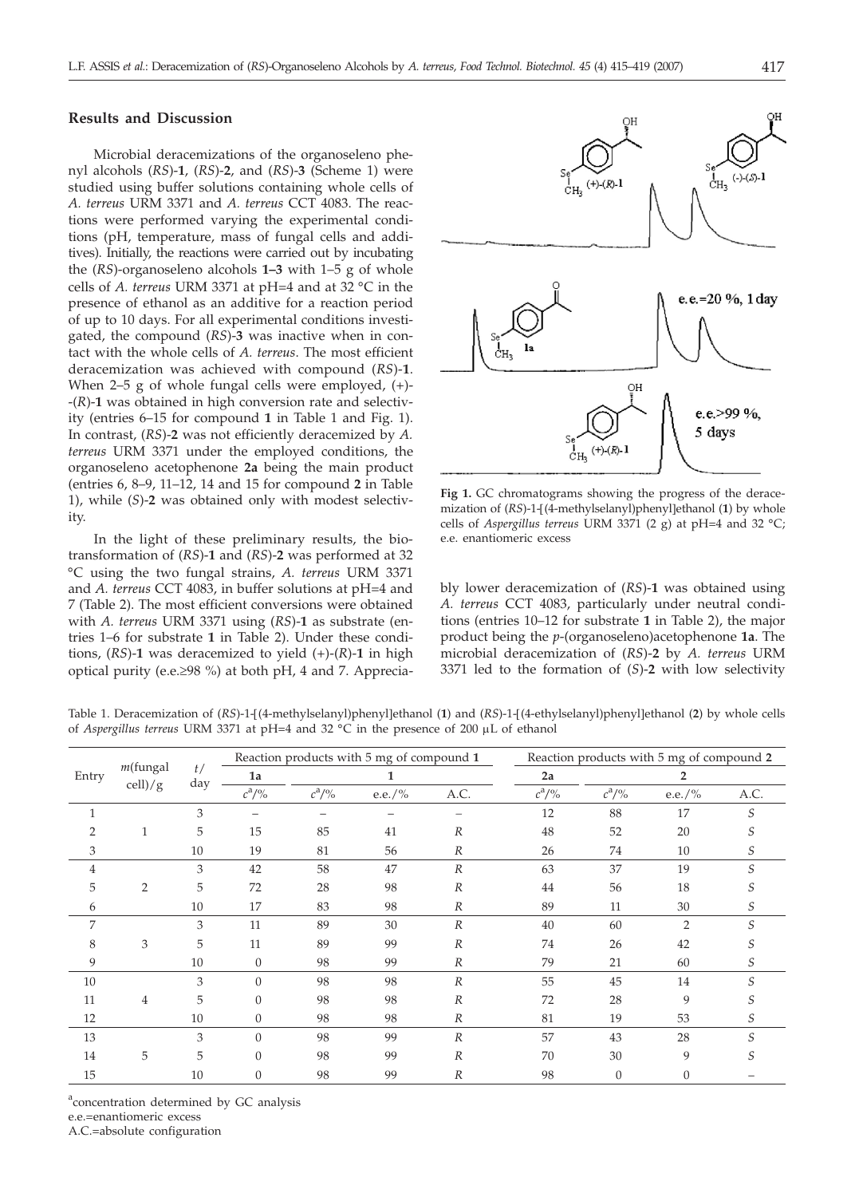## Results and Discussion

Microbial deracemizations of the organoseleno phenyl alcohols (*RS*)-**1**, (*RS*)-**2**, and (*RS*)-**3** (Scheme 1) were studied using buffer solutions containing whole cells of *A. terreus* URM 3371 and *A. terreus* CCT 4083. The reactions were performed varying the experimental conditions (pH, temperature, mass of fungal cells and additives). Initially, the reactions were carried out by incubating the (*RS*)-organoseleno alcohols **1–3** with 1–5 g of whole cells of *A. terreus* URM 3371 at pH=4 and at 32 °C in the presence of ethanol as an additive for a reaction period of up to 10 days. For all experimental conditions investigated, the compound (*RS*)-**3** was inactive when in contact with the whole cells of *A. terreus*. The most efficient deracemization was achieved with compound (*RS*)-**1**. When 2–5 g of whole fungal cells were employed, (+)-(*R*)-**1** was obtained in high conversion rate and selectivity (entries 6–15 for compound **1** in Table 1 and Fig. 1). In contrast, (*RS*)-**2** was not efficiently deracemized by *A. terreus* URM 3371 under the employed conditions, the organoseleno acetophenone **2a** being the main product (entries 6, 8–9, 11–12, 14 and 15 for compound **2** in Table 1), while (*S*)-**2** was obtained only with modest selectivity.

In the light of these preliminary results, the biotransformation of (*RS*)-**1** and (*RS*)-**2** was performed at 32 °C using the two fungal strains, *A. terreus* URM 3371 and *A. terreus* CCT 4083, in buffer solutions at pH=4 and 7 (Table 2). The most efficient conversions were obtained with *A. terreus* URM 3371 using (*RS*)-**1** as substrate (entries 1–6 for substrate **1** in Table 2). Under these conditions, (*RS*)-**1** was deracemized to yield (+)-(*R*)-**1** in high optical purity (e.e.≥98 %) at both pH, 4 and 7. Appreciably lower deracemization of (*RS*)-**1** was obtained using *A. terreus* CCT 4083, particularly under neutral conditions (entries 10–12 for substrate **1** in Table 2), the major product being the *p*-(organoseleno)acetophenone **1a**. The microbial deracemization of (*RS*)-**2** by *A. terreus* URM 3371 led to the formation of (*S*)-**2** with low selectivity

Fig 1. GC chromatograms showing the progress of the deracemization of (*RS*)-1-[(4-methylselanyl)phenyl]ethanol (**1**) by whole cells of *Aspergillus terreus* URM 3371 (2 g) at pH=4 and 32 °C; e.e. enantiomeric excess

Table 1. Deracemization of (*RS*)-1-[(4-methylselanyl)phenyl]ethanol (**1**) and (*RS*)-1-[(4-ethylselanyl)phenyl]ethanol (**2**) by whole cells of *Aspergillus terreus* URM 3371 at pH=4 and 32 °C in the presence of 200 μL of ethanol

| Entry | *m*(fungal cell)/g | *t*/day | Reaction products with 5 mg of compound **1** | | | | Reaction products with 5 mg of compound **2** | | | |
|---|---|---|---|---|---|---|---|---|---|---|
| | | | **1a** | **1** | | | **2a** | **2** | | |
| | | | $c^a$/% | $c^a$/% | e.e./% | A.C. | $c^a$/% | $c^a$/% | e.e./% | A.C. |
| 1 | 1 | 3 | – | – | – | – | 12 | 88 | 17 | *S* |
| 2 | | 5 | 15 | 85 | 41 | *R* | 48 | 52 | 20 | *S* |
| 3 | | 10 | 19 | 81 | 56 | *R* | 26 | 74 | 10 | *S* |
| 4 | 2 | 3 | 42 | 58 | 47 | *R* | 63 | 37 | 19 | *S* |
| 5 | | 5 | 72 | 28 | 98 | *R* | 44 | 56 | 18 | *S* |
| 6 | | 10 | 17 | 83 | 98 | *R* | 89 | 11 | 30 | *S* |
| 7 | 3 | 3 | 11 | 89 | 30 | *R* | 40 | 60 | 2 | *S* |
| 8 | | 5 | 11 | 89 | 99 | *R* | 74 | 26 | 42 | *S* |
| 9 | | 10 | 0 | 98 | 99 | *R* | 79 | 21 | 60 | *S* |
| 10 | 4 | 3 | 0 | 98 | 98 | *R* | 55 | 45 | 14 | *S* |
| 11 | | 5 | 0 | 98 | 98 | *R* | 72 | 28 | 9 | *S* |
| 12 | | 10 | 0 | 98 | 98 | *R* | 81 | 19 | 53 | *S* |
| 13 | 5 | 3 | 0 | 98 | 99 | *R* | 57 | 43 | 28 | *S* |
| 14 | | 5 | 0 | 98 | 99 | *R* | 70 | 30 | 9 | *S* |
| 15 | | 10 | 0 | 98 | 99 | *R* | 98 | 0 | 0 | – |

[a]concentration determined by GC analysis
e.e.=enantiomeric excess
A.C.=absolute configuration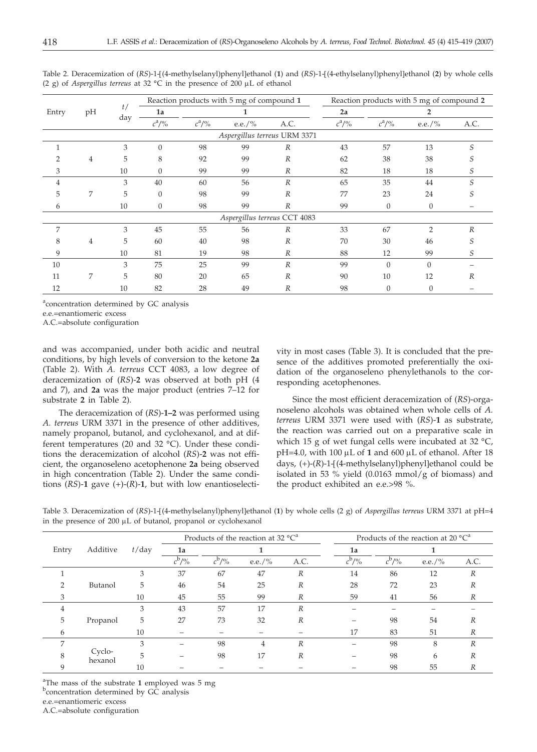Table 2. Deracemization of (*RS*)-1-[(4-methylselanyl)phenyl]ethanol (**1**) and (*RS*)-1-[(4-ethylselanyl)phenyl]ethanol (**2**) by whole cells (2 g) of *Aspergillus terreus* at 32 °C in the presence of 200 µL of ethanol

| Entry | pH | t/day | Reaction products with 5 mg of compound **1** | | | | Reaction products with 5 mg of compound **2** | | | |
|---|---|---|---|---|---|---|---|---|---|---|
| | | | **1a** | **1** | | | **2a** | **2** | | |
| | | | $c^a$/% | $c^a$/% | e.e./% | A.C. | $c^a$/% | $c^a$/% | e.e./% | A.C. |
| *Aspergillus terreus* URM 3371 | | | | | | | | | | |
| 1 | 4 | 3 | 0 | 98 | 99 | *R* | 43 | 57 | 13 | *S* |
| 2 | | 5 | 8 | 92 | 99 | *R* | 62 | 38 | 38 | *S* |
| 3 | | 10 | 0 | 99 | 99 | *R* | 82 | 18 | 18 | *S* |
| 4 | 7 | 3 | 40 | 60 | 56 | *R* | 65 | 35 | 44 | *S* |
| 5 | | 5 | 0 | 98 | 99 | *R* | 77 | 23 | 24 | *S* |
| 6 | | 10 | 0 | 98 | 99 | *R* | 99 | 0 | 0 | – |
| *Aspergillus terreus* CCT 4083 | | | | | | | | | | |
| 7 | 4 | 3 | 45 | 55 | 56 | *R* | 33 | 67 | 2 | *R* |
| 8 | | 5 | 60 | 40 | 98 | *R* | 70 | 30 | 46 | *S* |
| 9 | | 10 | 81 | 19 | 98 | *R* | 88 | 12 | 99 | *S* |
| 10 | 7 | 3 | 75 | 25 | 99 | *R* | 99 | 0 | 0 | – |
| 11 | | 5 | 80 | 20 | 65 | *R* | 90 | 10 | 12 | *R* |
| 12 | | 10 | 82 | 28 | 49 | *R* | 98 | 0 | 0 | – |

[a]concentration determined by GC analysis

e.e.=enantiomeric excess

A.C.=absolute configuration

and was accompanied, under both acidic and neutral conditions, by high levels of conversion to the ketone **2a** (Table 2). With *A. terreus* CCT 4083, a low degree of deracemization of (*RS*)-**2** was observed at both pH (4 and 7), and **2a** was the major product (entries 7–12 for substrate **2** in Table 2).

The deracemization of (*RS*)-**1–2** was performed using *A. terreus* URM 3371 in the presence of other additives, namely propanol, butanol, and cyclohexanol, and at different temperatures (20 and 32 °C). Under these conditions the deracemization of alcohol (*RS*)-**2** was not efficient, the organoseleno acetophenone **2a** being observed in high concentration (Table 2). Under the same conditions (*RS*)-**1** gave (+)-(*R*)-**1**, but with low enantioselectivity in most cases (Table 3). It is concluded that the presence of the additives promoted preferentially the oxidation of the organoseleno phenylethanols to the corresponding acetophenones.

Since the most efficient deracemization of (*RS*)-organoseleno alcohols was obtained when whole cells of *A. terreus* URM 3371 were used with (*RS*)-**1** as substrate, the reaction was carried out on a preparative scale in which 15 g of wet fungal cells were incubated at 32 °C, pH=4.0, with 100 µL of **1** and 600 µL of ethanol. After 18 days, (+)-(*R*)-1-[(4-methylselanyl)phenyl]ethanol could be isolated in 53 % yield (0.0163 mmol/g of biomass) and the product exhibited an e.e.>98 %.

Table 3. Deracemization of (*RS*)-1-[(4-methylselanyl)phenyl]ethanol (**1**) by whole cells (2 g) of *Aspergillus terreus* URM 3371 at pH=4 in the presence of 200 µL of butanol, propanol or cyclohexanol

| Entry | Additive | t/day | Products of the reaction at 32 °C[a] | | | | Products of the reaction at 20 °C[a] | | | |
|---|---|---|---|---|---|---|---|---|---|---|
| | | | **1a** | **1** | | | **1a** | **1** | | |
| | | | $c^b$/% | $c^b$/% | e.e./% | A.C. | $c^b$/% | $c^b$/% | e.e./% | A.C. |
| 1 | Butanol | 3 | 37 | 67 | 47 | *R* | 14 | 86 | 12 | *R* |
| 2 | | 5 | 46 | 54 | 25 | *R* | 28 | 72 | 23 | *R* |
| 3 | | 10 | 45 | 55 | 99 | *R* | 59 | 41 | 56 | *R* |
| 4 | Propanol | 3 | 43 | 57 | 17 | *R* | – | – | – | – |
| 5 | | 5 | 27 | 73 | 32 | *R* | – | 98 | 54 | *R* |
| 6 | | 10 | – | – | – | – | 17 | 83 | 51 | *R* |
| 7 | Cyclo-hexanol | 3 | – | 98 | 4 | *R* | – | 98 | 8 | *R* |
| 8 | | 5 | – | 98 | 17 | *R* | – | 98 | 6 | *R* |
| 9 | | 10 | – | – | – | – | – | 98 | 55 | *R* |

[a]The mass of the substrate **1** employed was 5 mg

[b]concentration determined by GC analysis

e.e.=enantiomeric excess

A.C.=absolute configuration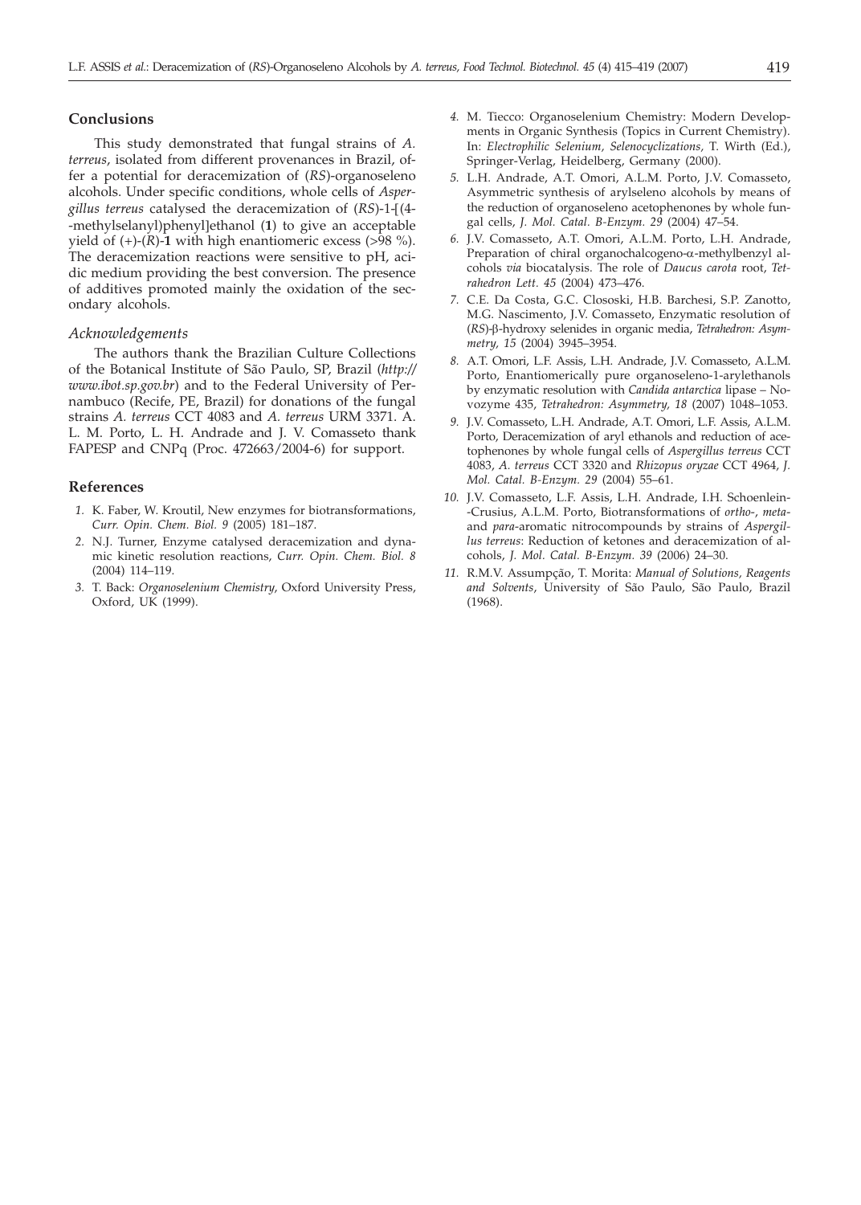## Conclusions

This study demonstrated that fungal strains of *A. terreus*, isolated from different provenances in Brazil, offer a potential for deracemization of (*RS*)-organoseleno alcohols. Under specific conditions, whole cells of *Aspergillus terreus* catalysed the deracemization of (*RS*)-1-[(4-methylselanyl)phenyl]ethanol (**1**) to give an acceptable yield of (+)-(*R*)-**1** with high enantiomeric excess (>98 %). The deracemization reactions were sensitive to pH, acidic medium providing the best conversion. The presence of additives promoted mainly the oxidation of the secondary alcohols.

### *Acknowledgements*

The authors thank the Brazilian Culture Collections of the Botanical Institute of São Paulo, SP, Brazil (*http://www.ibot.sp.gov.br*) and to the Federal University of Pernambuco (Recife, PE, Brazil) for donations of the fungal strains *A. terreus* CCT 4083 and *A. terreus* URM 3371. A. L. M. Porto, L. H. Andrade and J. V. Comasseto thank FAPESP and CNPq (Proc. 472663/2004-6) for support.

## References

1. K. Faber, W. Kroutil, New enzymes for biotransformations, *Curr. Opin. Chem. Biol. 9* (2005) 181–187.
2. N.J. Turner, Enzyme catalysed deracemization and dynamic kinetic resolution reactions, *Curr. Opin. Chem. Biol. 8* (2004) 114–119.
3. T. Back: *Organoselenium Chemistry*, Oxford University Press, Oxford, UK (1999).
4. M. Tiecco: Organoselenium Chemistry: Modern Developments in Organic Synthesis (Topics in Current Chemistry). In: *Electrophilic Selenium, Selenocyclizations,* T. Wirth (Ed.), Springer-Verlag, Heidelberg, Germany (2000).
5. L.H. Andrade, A.T. Omori, A.L.M. Porto, J.V. Comasseto, Asymmetric synthesis of arylseleno alcohols by means of the reduction of organoseleno acetophenones by whole fungal cells, *J. Mol. Catal. B-Enzym. 29* (2004) 47–54.
6. J.V. Comasseto, A.T. Omori, A.L.M. Porto, L.H. Andrade, Preparation of chiral organochalcogeno-α-methylbenzyl alcohols *via* biocatalysis. The role of *Daucus carota* root, *Tetrahedron Lett. 45* (2004) 473–476.
7. C.E. Da Costa, G.C. Clososki, H.B. Barchesi, S.P. Zanotto, M.G. Nascimento, J.V. Comasseto, Enzymatic resolution of (*RS*)-β-hydroxy selenides in organic media, *Tetrahedron: Asymmetry, 15* (2004) 3945–3954.
8. A.T. Omori, L.F. Assis, L.H. Andrade, J.V. Comasseto, A.L.M. Porto, Enantiomerically pure organoseleno-1-arylethanols by enzymatic resolution with *Candida antarctica* lipase – Novozyme 435, *Tetrahedron: Asymmetry, 18* (2007) 1048–1053.
9. J.V. Comasseto, L.H. Andrade, A.T. Omori, L.F. Assis, A.L.M. Porto, Deracemization of aryl ethanols and reduction of acetophenones by whole fungal cells of *Aspergillus terreus* CCT 4083, *A. terreus* CCT 3320 and *Rhizopus oryzae* CCT 4964, *J. Mol. Catal. B-Enzym. 29* (2004) 55–61.
10. J.V. Comasseto, L.F. Assis, L.H. Andrade, I.H. Schoenlein-Crusius, A.L.M. Porto, Biotransformations of *ortho*-, *meta*- and *para*-aromatic nitrocompounds by strains of *Aspergillus terreus*: Reduction of ketones and deracemization of alcohols, *J. Mol. Catal. B-Enzym. 39* (2006) 24–30.
11. R.M.V. Assumpção, T. Morita: *Manual of Solutions, Reagents and Solvents*, University of São Paulo, São Paulo, Brazil (1968).